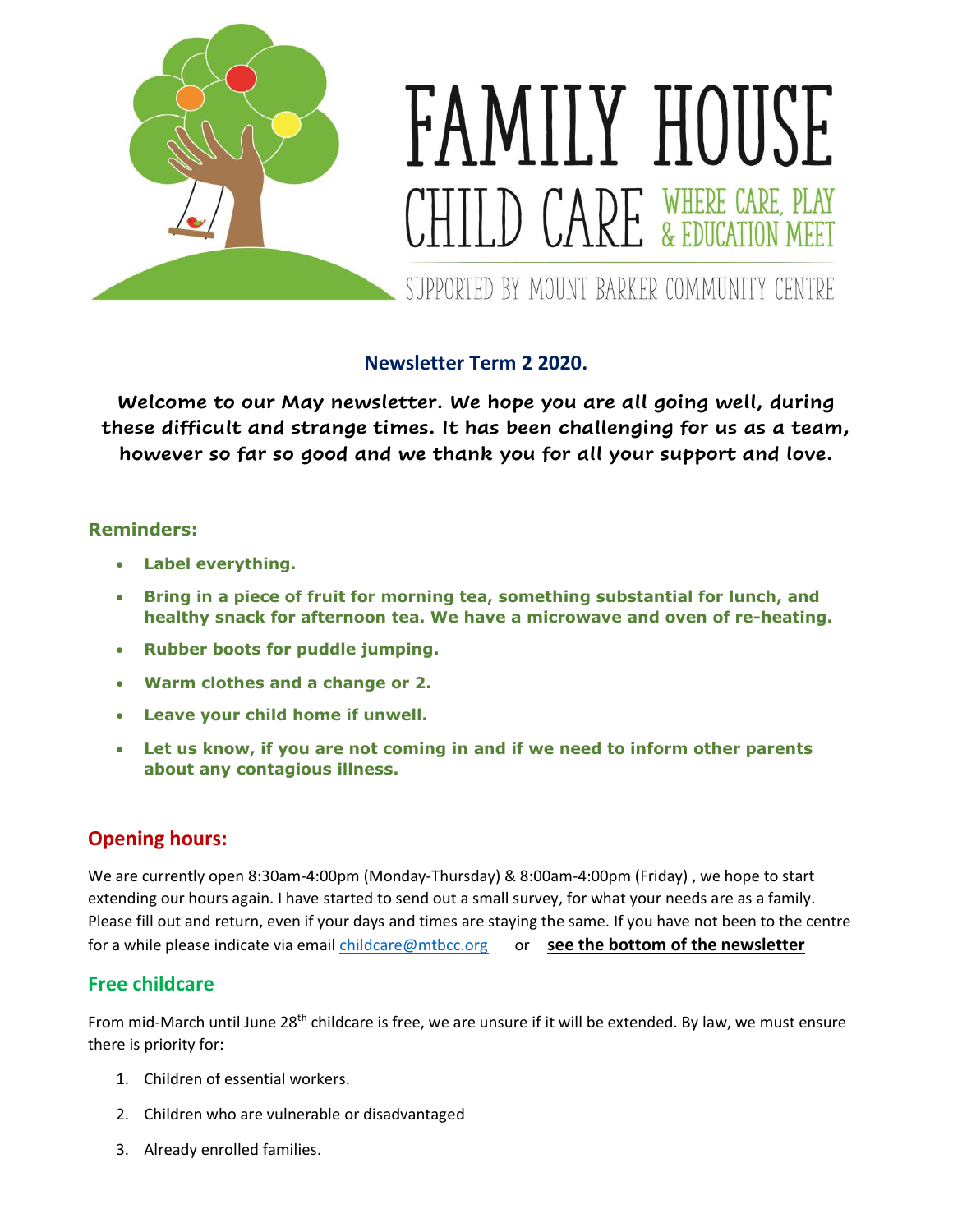# FAMILY HOUSE CHILD CARE

WHERE CARE, PLAY & EDUCATION MEET

SUPPORTED BY MOUNT BARKER COMMUNITY CENTRE

## Newsletter Term 2 2020.

**Welcome to our May newsletter. We hope you are all going well, during these difficult and strange times. It has been challenging for us as a team, however so far so good and we thank you for all your support and love.**

### Reminders:

- **Label everything.**
- **Bring in a piece of fruit for morning tea, something substantial for lunch, and healthy snack for afternoon tea. We have a microwave and oven of re-heating.**
- **Rubber boots for puddle jumping.**
- **Warm clothes and a change or 2.**
- **Leave your child home if unwell.**
- **Let us know, if you are not coming in and if we need to inform other parents about any contagious illness.**

## Opening hours:

We are currently open 8:30am-4:00pm (Monday-Thursday) & 8:00am-4:00pm (Friday) , we hope to start extending our hours again. I have started to send out a small survey, for what your needs are as a family. Please fill out and return, even if your days and times are staying the same. If you have not been to the centre for a while please indicate via email childcare@mtbcc.org or **see the bottom of the newsletter**

## Free childcare

From mid-March until June 28th childcare is free, we are unsure if it will be extended. By law, we must ensure there is priority for:

1. Children of essential workers.
2. Children who are vulnerable or disadvantaged
3. Already enrolled families.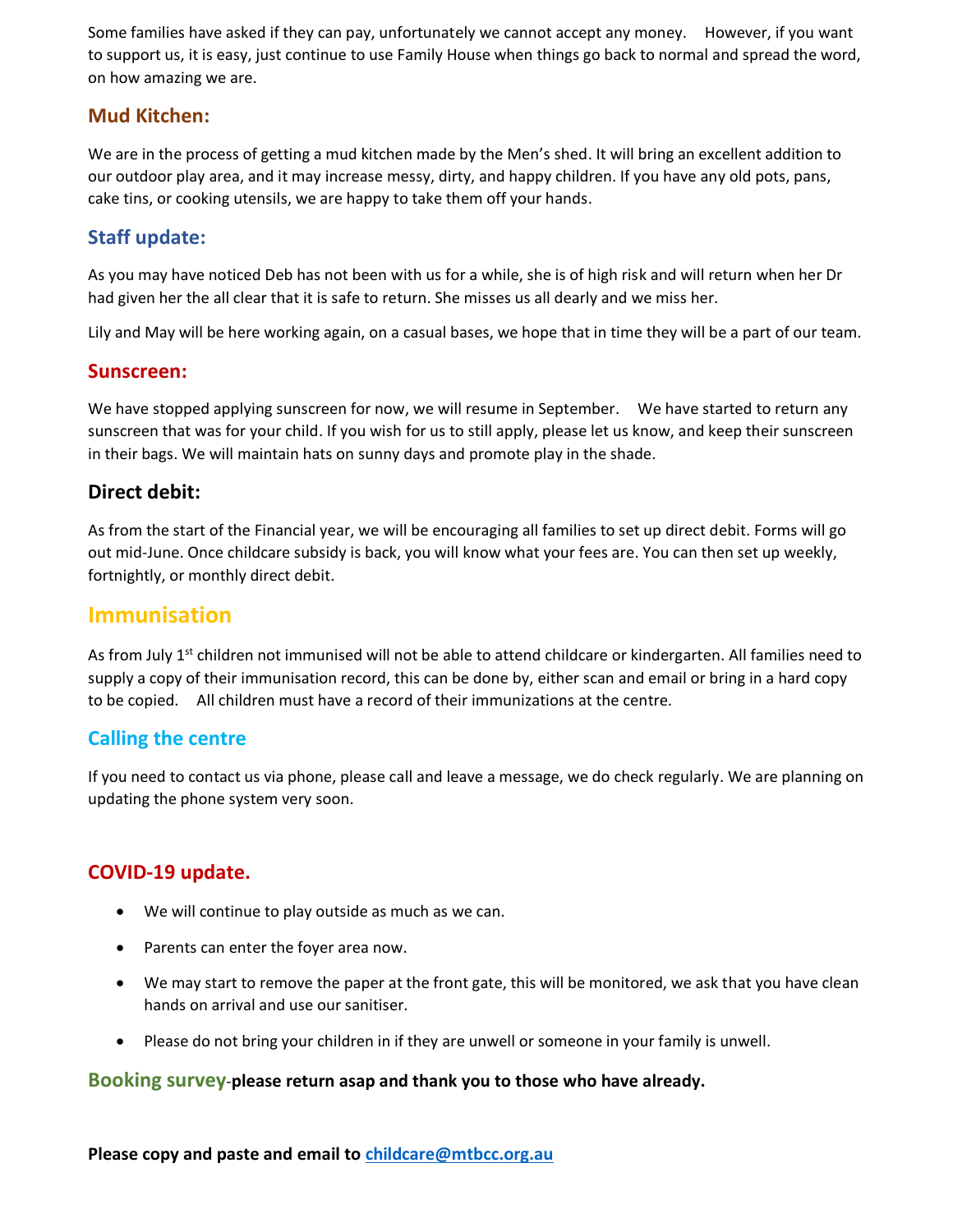Some families have asked if they can pay, unfortunately we cannot accept any money.   However, if you want to support us, it is easy, just continue to use Family House when things go back to normal and spread the word, on how amazing we are.

## Mud Kitchen:

We are in the process of getting a mud kitchen made by the Men's shed. It will bring an excellent addition to our outdoor play area, and it may increase messy, dirty, and happy children. If you have any old pots, pans, cake tins, or cooking utensils, we are happy to take them off your hands.

## Staff update:

As you may have noticed Deb has not been with us for a while, she is of high risk and will return when her Dr had given her the all clear that it is safe to return. She misses us all dearly and we miss her.

Lily and May will be here working again, on a casual bases, we hope that in time they will be a part of our team.

## Sunscreen:

We have stopped applying sunscreen for now, we will resume in September.   We have started to return any sunscreen that was for your child. If you wish for us to still apply, please let us know, and keep their sunscreen in their bags. We will maintain hats on sunny days and promote play in the shade.

## Direct debit:

As from the start of the Financial year, we will be encouraging all families to set up direct debit. Forms will go out mid-June. Once childcare subsidy is back, you will know what your fees are. You can then set up weekly, fortnightly, or monthly direct debit.

## Immunisation

As from July 1st children not immunised will not be able to attend childcare or kindergarten. All families need to supply a copy of their immunisation record, this can be done by, either scan and email or bring in a hard copy to be copied.   All children must have a record of their immunizations at the centre.

## Calling the centre

If you need to contact us via phone, please call and leave a message, we do check regularly. We are planning on updating the phone system very soon.

## COVID-19 update.

- We will continue to play outside as much as we can.
- Parents can enter the foyer area now.
- We may start to remove the paper at the front gate, this will be monitored, we ask that you have clean hands on arrival and use our sanitiser.
- Please do not bring your children in if they are unwell or someone in your family is unwell.

**Booking survey-please return asap and thank you to those who have already.**

**Please copy and paste and email to childcare@mtbcc.org.au**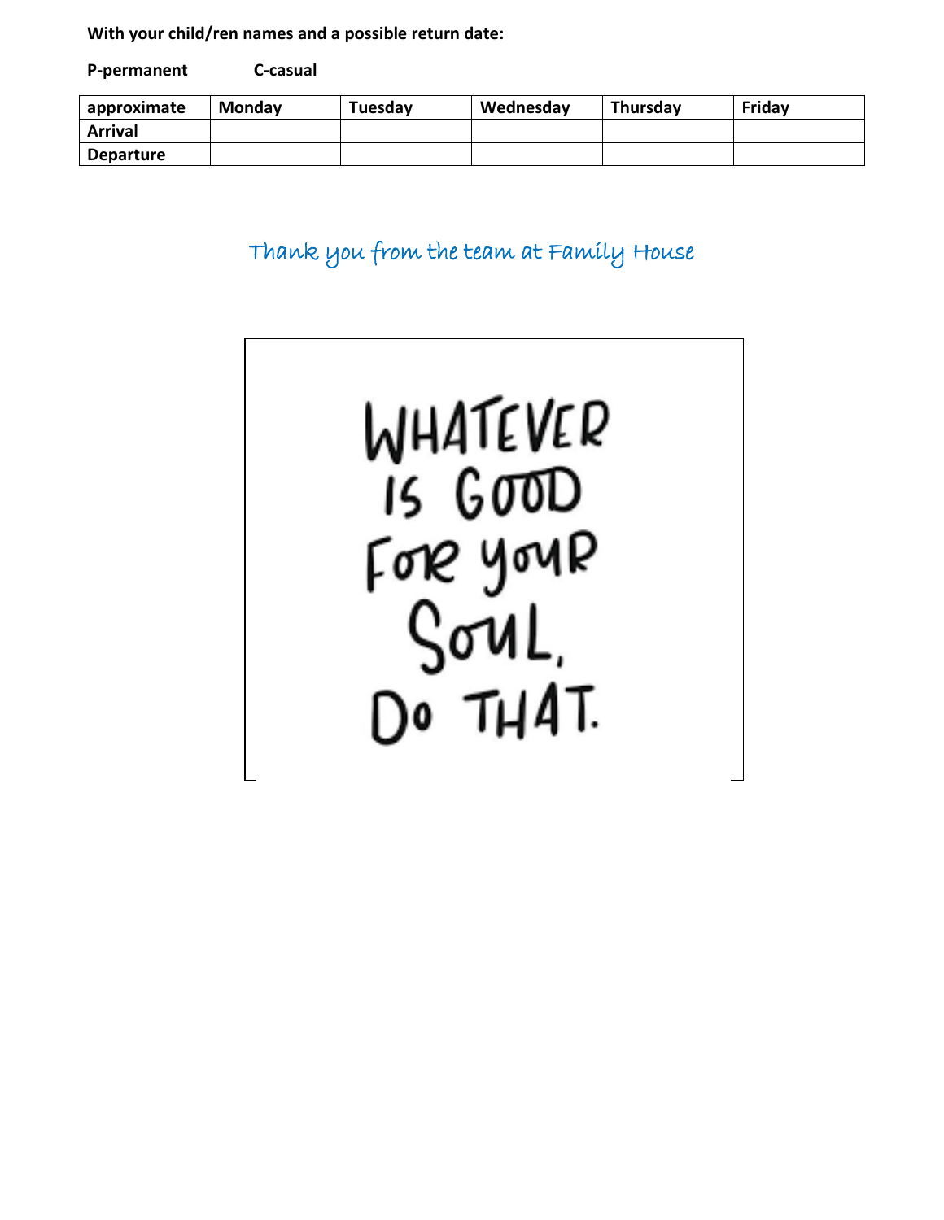**With your child/ren names and a possible return date:**

**P-permanent** **C-casual**

| approximate | Monday | Tuesday | Wednesday | Thursday | Friday |
|---|---|---|---|---|---|
| **Arrival** | | | | | |
| **Departure** | | | | | |

Thank you from the team at Family House

WHATEVER IS GOOD FOR YOUR SOUL, DO THAT.